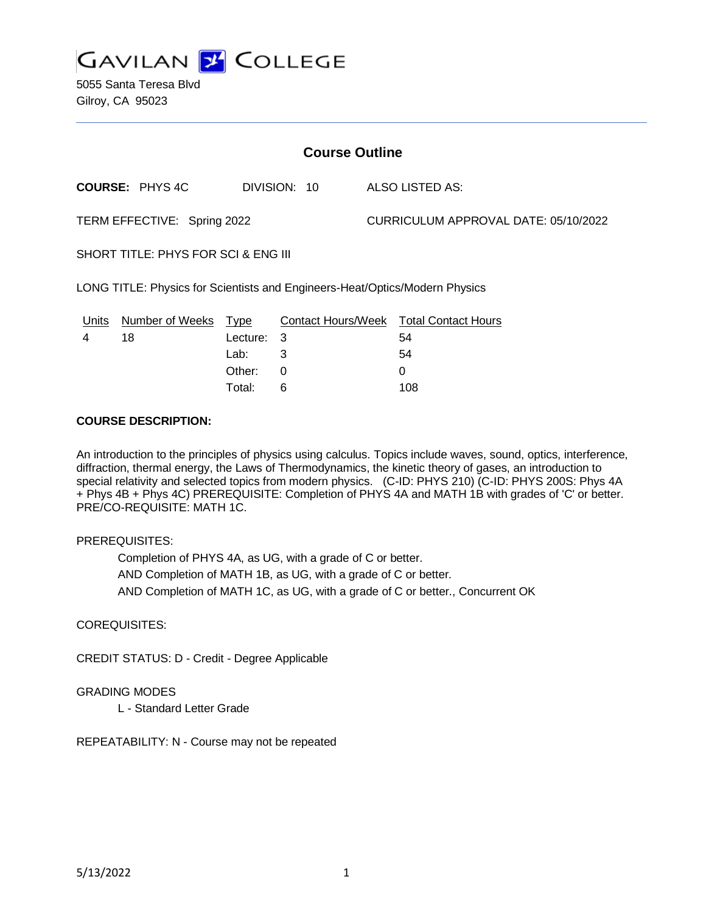# GAVILAN COLLEGE

5055 Santa Teresa Blvd
Gilroy, CA 95023

## Course Outline

**COURSE:** PHYS 4C DIVISION: 10 ALSO LISTED AS:

TERM EFFECTIVE: Spring 2022 CURRICULUM APPROVAL DATE: 05/10/2022

SHORT TITLE: PHYS FOR SCI & ENG III

LONG TITLE: Physics for Scientists and Engineers-Heat/Optics/Modern Physics

| Units | Number of Weeks | Type | Contact Hours/Week | Total Contact Hours |
|---|---|---|---|---|
| 4 | 18 | Lecture: | 3 | 54 |
| | | Lab: | 3 | 54 |
| | | Other: | 0 | 0 |
| | | Total: | 6 | 108 |

**COURSE DESCRIPTION:**

An introduction to the principles of physics using calculus. Topics include waves, sound, optics, interference, diffraction, thermal energy, the Laws of Thermodynamics, the kinetic theory of gases, an introduction to special relativity and selected topics from modern physics. (C-ID: PHYS 210) (C-ID: PHYS 200S: Phys 4A + Phys 4B + Phys 4C) PREREQUISITE: Completion of PHYS 4A and MATH 1B with grades of 'C' or better. PRE/CO-REQUISITE: MATH 1C.

PREREQUISITES:

Completion of PHYS 4A, as UG, with a grade of C or better.
AND Completion of MATH 1B, as UG, with a grade of C or better.
AND Completion of MATH 1C, as UG, with a grade of C or better., Concurrent OK

COREQUISITES:

CREDIT STATUS: D - Credit - Degree Applicable

GRADING MODES

L - Standard Letter Grade

REPEATABILITY: N - Course may not be repeated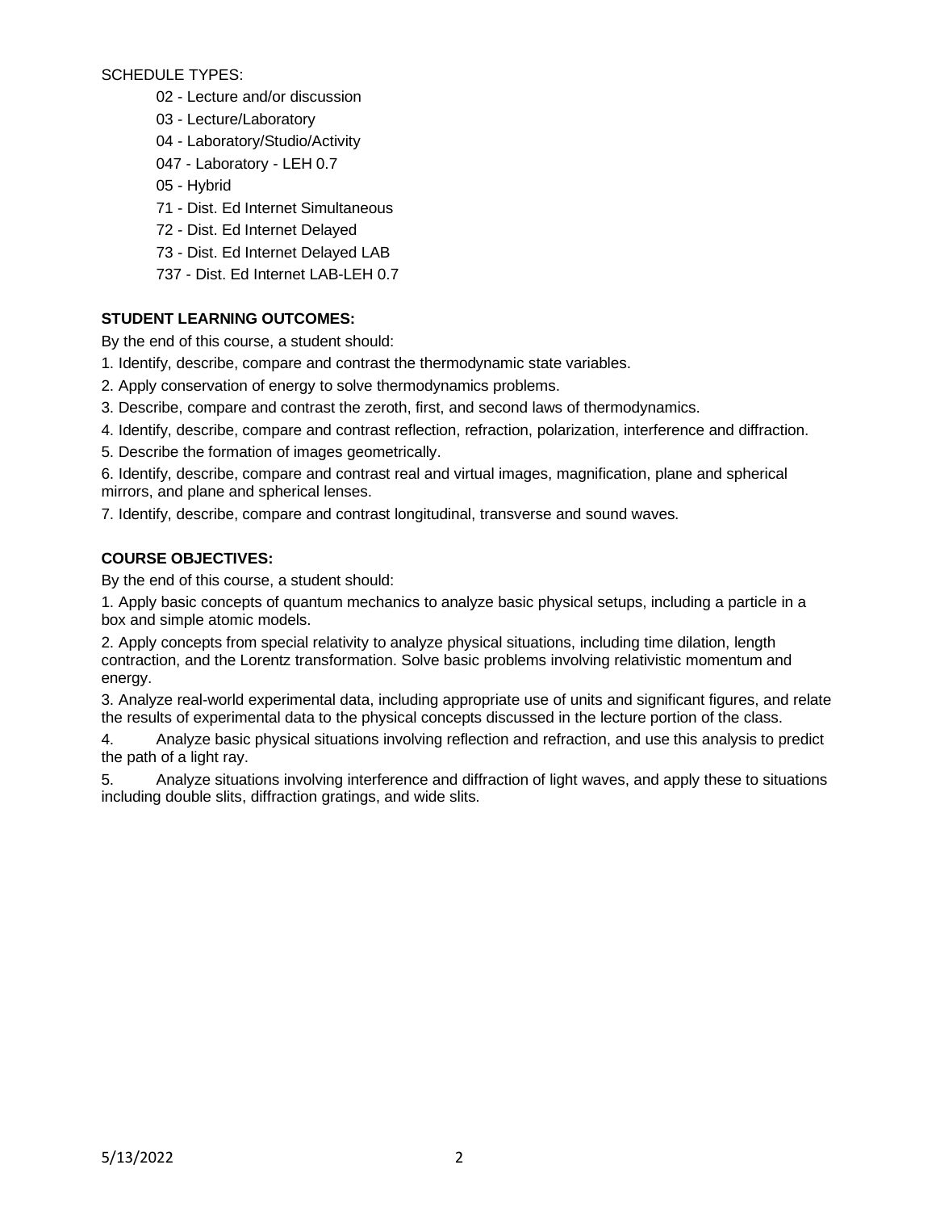SCHEDULE TYPES:

- 02 - Lecture and/or discussion
- 03 - Lecture/Laboratory
- 04 - Laboratory/Studio/Activity
- 047 - Laboratory - LEH 0.7
- 05 - Hybrid
- 71 - Dist. Ed Internet Simultaneous
- 72 - Dist. Ed Internet Delayed
- 73 - Dist. Ed Internet Delayed LAB
- 737 - Dist. Ed Internet LAB-LEH 0.7

**STUDENT LEARNING OUTCOMES:**

By the end of this course, a student should:

1. Identify, describe, compare and contrast the thermodynamic state variables.
2. Apply conservation of energy to solve thermodynamics problems.
3. Describe, compare and contrast the zeroth, first, and second laws of thermodynamics.
4. Identify, describe, compare and contrast reflection, refraction, polarization, interference and diffraction.
5. Describe the formation of images geometrically.
6. Identify, describe, compare and contrast real and virtual images, magnification, plane and spherical mirrors, and plane and spherical lenses.
7. Identify, describe, compare and contrast longitudinal, transverse and sound waves.

**COURSE OBJECTIVES:**

By the end of this course, a student should:

1. Apply basic concepts of quantum mechanics to analyze basic physical setups, including a particle in a box and simple atomic models.
2. Apply concepts from special relativity to analyze physical situations, including time dilation, length contraction, and the Lorentz transformation. Solve basic problems involving relativistic momentum and energy.
3. Analyze real-world experimental data, including appropriate use of units and significant figures, and relate the results of experimental data to the physical concepts discussed in the lecture portion of the class.
4. Analyze basic physical situations involving reflection and refraction, and use this analysis to predict the path of a light ray.
5. Analyze situations involving interference and diffraction of light waves, and apply these to situations including double slits, diffraction gratings, and wide slits.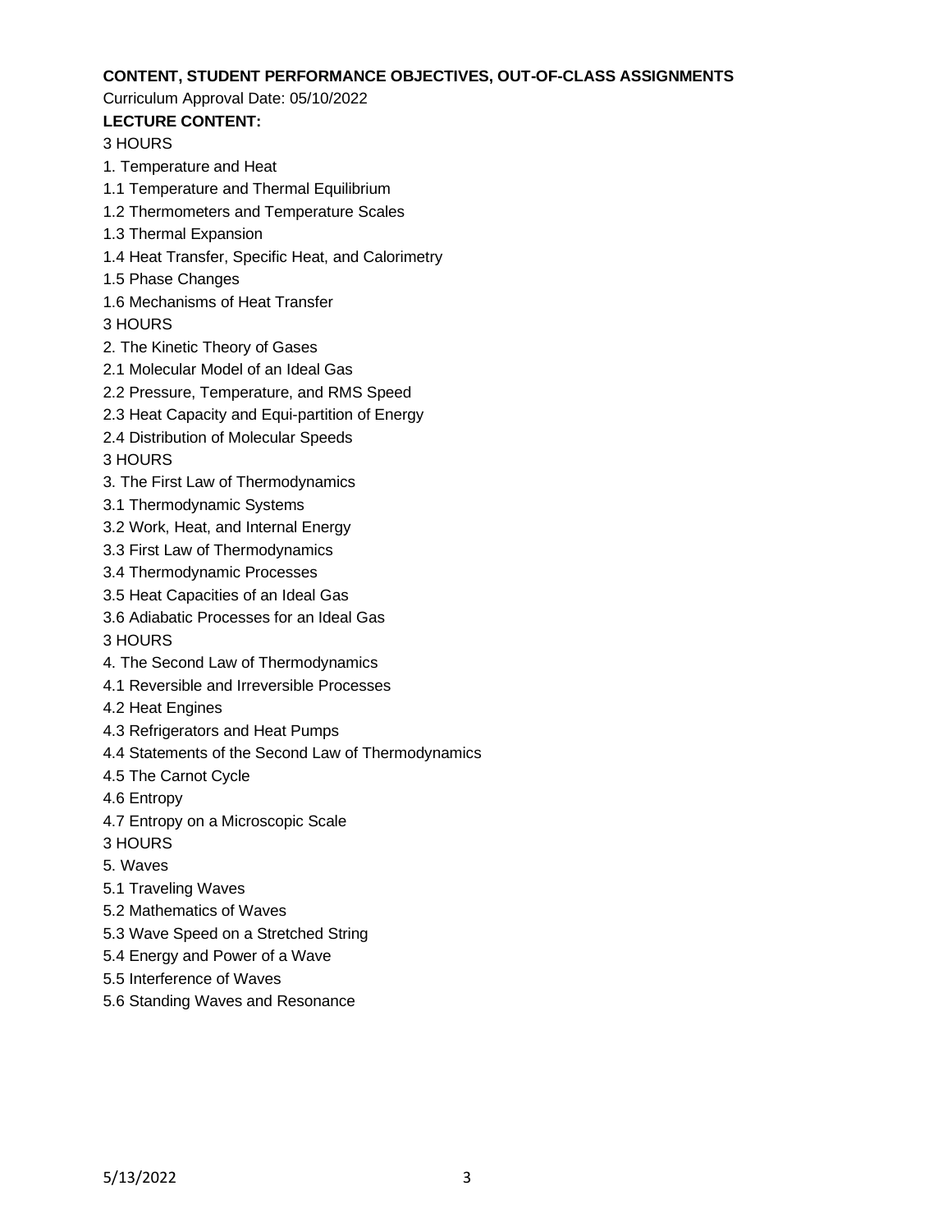**CONTENT, STUDENT PERFORMANCE OBJECTIVES, OUT-OF-CLASS ASSIGNMENTS**

Curriculum Approval Date: 05/10/2022

**LECTURE CONTENT:**

3 HOURS

1. Temperature and Heat

1.1 Temperature and Thermal Equilibrium

1.2 Thermometers and Temperature Scales

1.3 Thermal Expansion

1.4 Heat Transfer, Specific Heat, and Calorimetry

1.5 Phase Changes

1.6 Mechanisms of Heat Transfer

3 HOURS

2. The Kinetic Theory of Gases

2.1 Molecular Model of an Ideal Gas

2.2 Pressure, Temperature, and RMS Speed

2.3 Heat Capacity and Equi-partition of Energy

2.4 Distribution of Molecular Speeds

3 HOURS

3. The First Law of Thermodynamics

3.1 Thermodynamic Systems

3.2 Work, Heat, and Internal Energy

3.3 First Law of Thermodynamics

3.4 Thermodynamic Processes

3.5 Heat Capacities of an Ideal Gas

3.6 Adiabatic Processes for an Ideal Gas

3 HOURS

4. The Second Law of Thermodynamics

4.1 Reversible and Irreversible Processes

4.2 Heat Engines

4.3 Refrigerators and Heat Pumps

4.4 Statements of the Second Law of Thermodynamics

4.5 The Carnot Cycle

4.6 Entropy

4.7 Entropy on a Microscopic Scale

3 HOURS

5. Waves

5.1 Traveling Waves

5.2 Mathematics of Waves

5.3 Wave Speed on a Stretched String

5.4 Energy and Power of a Wave

5.5 Interference of Waves

5.6 Standing Waves and Resonance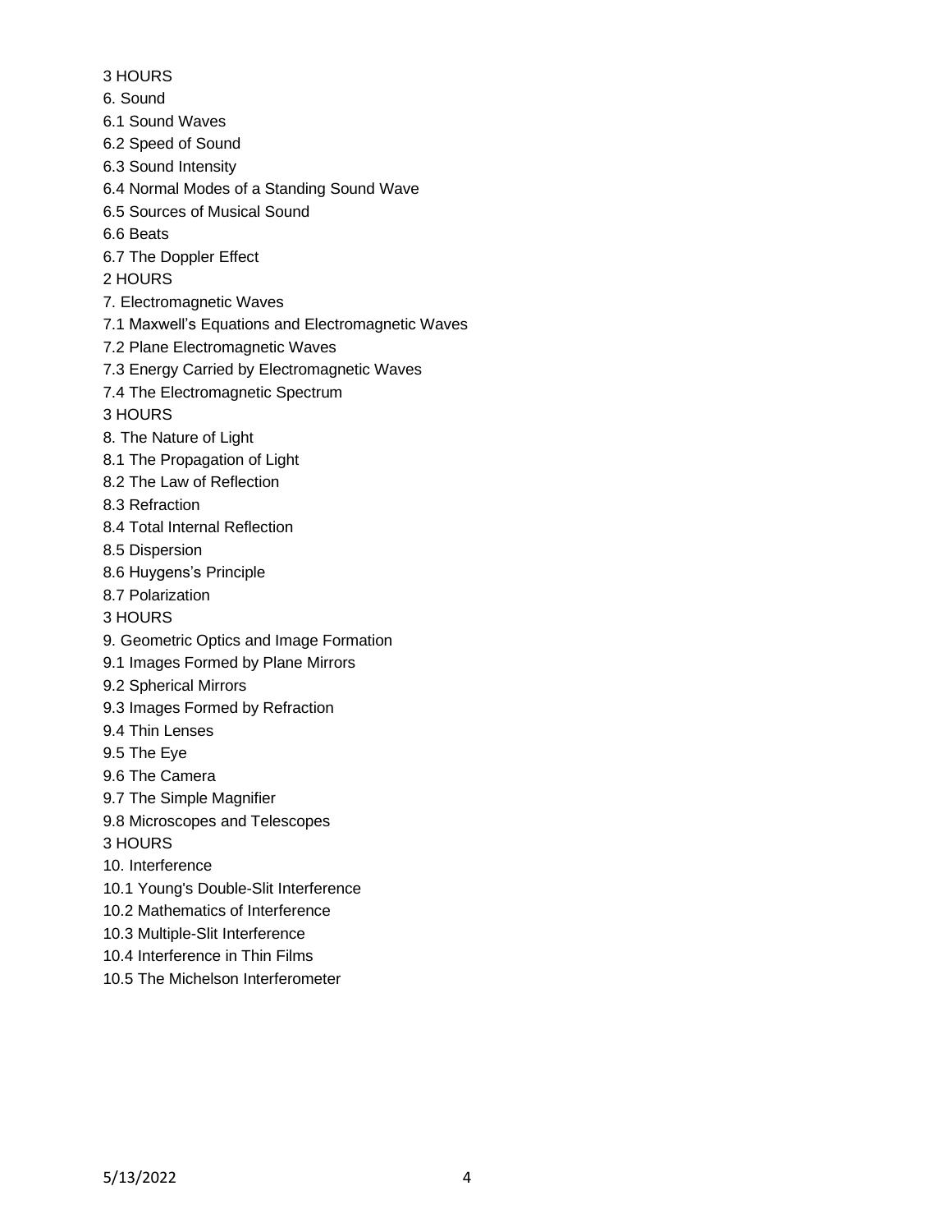3 HOURS

6. Sound

6.1 Sound Waves

6.2 Speed of Sound

6.3 Sound Intensity

6.4 Normal Modes of a Standing Sound Wave

6.5 Sources of Musical Sound

6.6 Beats

6.7 The Doppler Effect

2 HOURS

7. Electromagnetic Waves

7.1 Maxwell's Equations and Electromagnetic Waves

7.2 Plane Electromagnetic Waves

7.3 Energy Carried by Electromagnetic Waves

7.4 The Electromagnetic Spectrum

3 HOURS

8. The Nature of Light

8.1 The Propagation of Light

8.2 The Law of Reflection

8.3 Refraction

8.4 Total Internal Reflection

8.5 Dispersion

8.6 Huygens's Principle

8.7 Polarization

3 HOURS

9. Geometric Optics and Image Formation

9.1 Images Formed by Plane Mirrors

9.2 Spherical Mirrors

9.3 Images Formed by Refraction

9.4 Thin Lenses

9.5 The Eye

9.6 The Camera

9.7 The Simple Magnifier

9.8 Microscopes and Telescopes

3 HOURS

10. Interference

10.1 Young's Double-Slit Interference

10.2 Mathematics of Interference

10.3 Multiple-Slit Interference

10.4 Interference in Thin Films

10.5 The Michelson Interferometer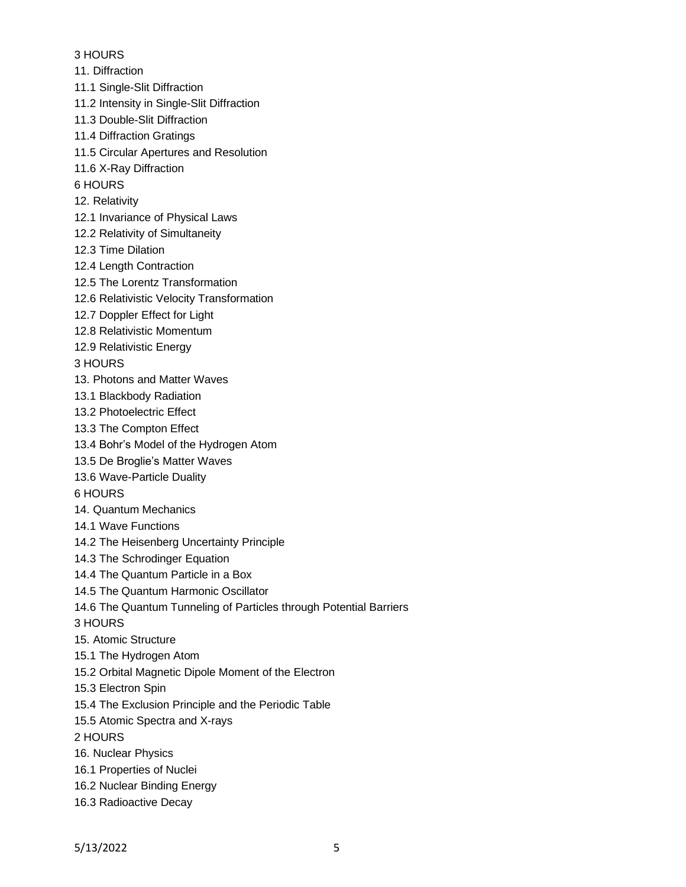3 HOURS

11. Diffraction

11.1 Single-Slit Diffraction

11.2 Intensity in Single-Slit Diffraction

11.3 Double-Slit Diffraction

11.4 Diffraction Gratings

11.5 Circular Apertures and Resolution

11.6 X-Ray Diffraction

6 HOURS

12. Relativity

12.1 Invariance of Physical Laws

12.2 Relativity of Simultaneity

12.3 Time Dilation

12.4 Length Contraction

12.5 The Lorentz Transformation

12.6 Relativistic Velocity Transformation

12.7 Doppler Effect for Light

12.8 Relativistic Momentum

12.9 Relativistic Energy

3 HOURS

13. Photons and Matter Waves

13.1 Blackbody Radiation

13.2 Photoelectric Effect

13.3 The Compton Effect

13.4 Bohr's Model of the Hydrogen Atom

13.5 De Broglie's Matter Waves

13.6 Wave-Particle Duality

6 HOURS

14. Quantum Mechanics

14.1 Wave Functions

14.2 The Heisenberg Uncertainty Principle

14.3 The Schrodinger Equation

14.4 The Quantum Particle in a Box

14.5 The Quantum Harmonic Oscillator

14.6 The Quantum Tunneling of Particles through Potential Barriers

3 HOURS

15. Atomic Structure

15.1 The Hydrogen Atom

15.2 Orbital Magnetic Dipole Moment of the Electron

15.3 Electron Spin

15.4 The Exclusion Principle and the Periodic Table

15.5 Atomic Spectra and X-rays

2 HOURS

16. Nuclear Physics

16.1 Properties of Nuclei

16.2 Nuclear Binding Energy

16.3 Radioactive Decay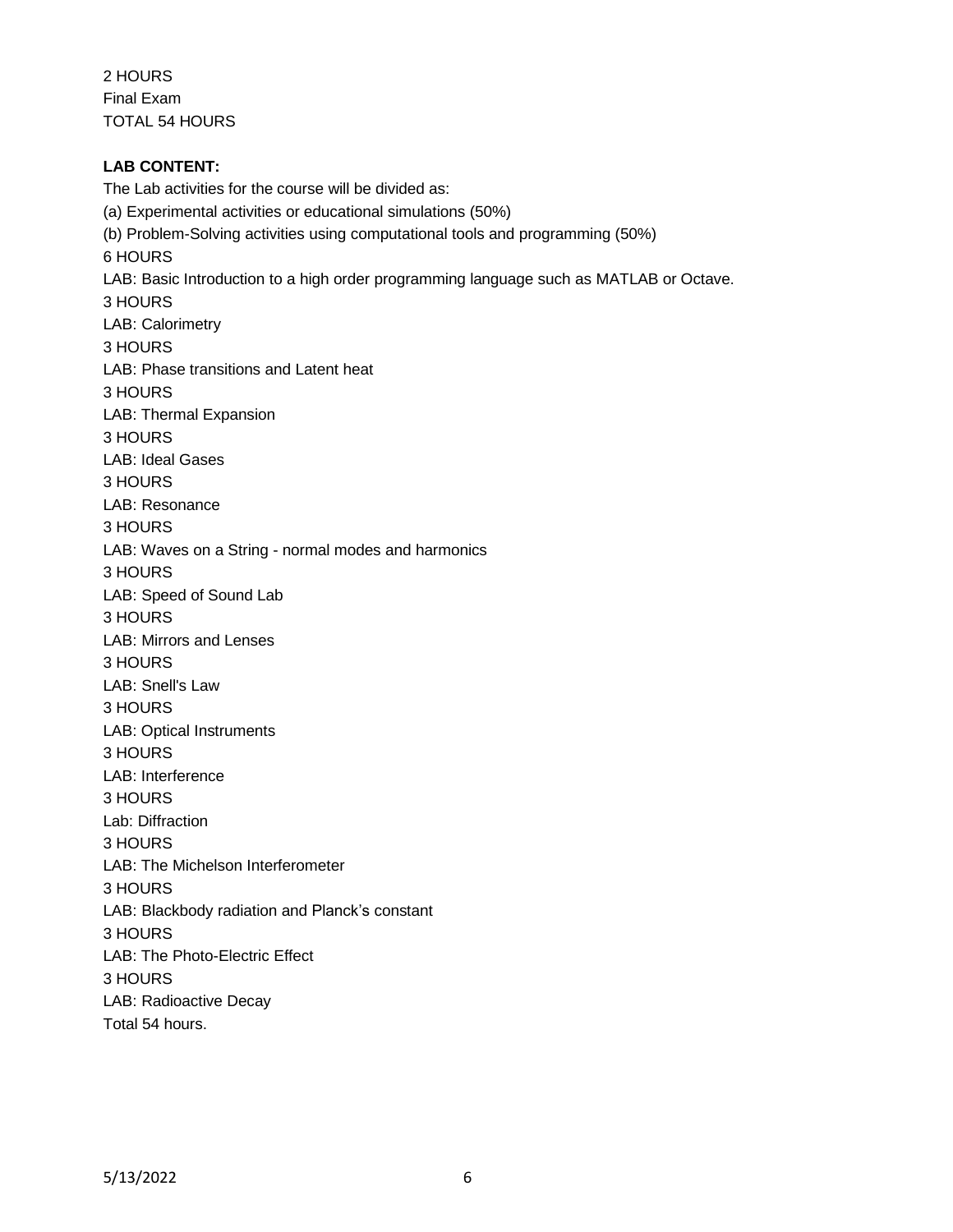2 HOURS
Final Exam
TOTAL 54 HOURS

**LAB CONTENT:**

The Lab activities for the course will be divided as:
(a) Experimental activities or educational simulations (50%)
(b) Problem-Solving activities using computational tools and programming (50%)

6 HOURS
LAB: Basic Introduction to a high order programming language such as MATLAB or Octave.
3 HOURS
LAB: Calorimetry
3 HOURS
LAB: Phase transitions and Latent heat
3 HOURS
LAB: Thermal Expansion
3 HOURS
LAB: Ideal Gases
3 HOURS
LAB: Resonance
3 HOURS
LAB: Waves on a String - normal modes and harmonics
3 HOURS
LAB: Speed of Sound Lab
3 HOURS
LAB: Mirrors and Lenses
3 HOURS
LAB: Snell's Law
3 HOURS
LAB: Optical Instruments
3 HOURS
LAB: Interference
3 HOURS
Lab: Diffraction
3 HOURS
LAB: The Michelson Interferometer
3 HOURS
LAB: Blackbody radiation and Planck's constant
3 HOURS
LAB: The Photo-Electric Effect
3 HOURS
LAB: Radioactive Decay
Total 54 hours.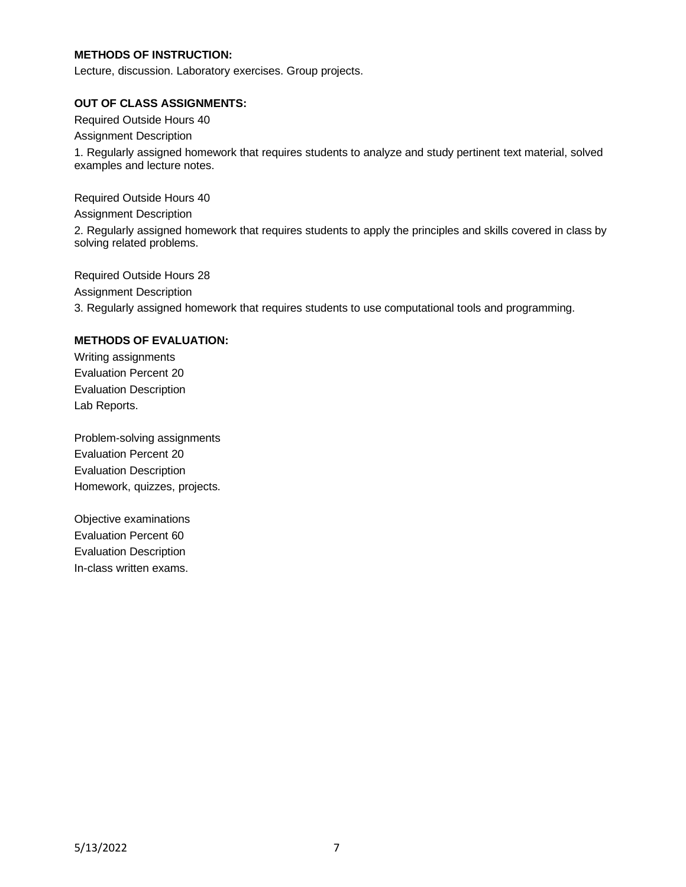**METHODS OF INSTRUCTION:**

Lecture, discussion. Laboratory exercises. Group projects.

**OUT OF CLASS ASSIGNMENTS:**

Required Outside Hours 40

Assignment Description

1. Regularly assigned homework that requires students to analyze and study pertinent text material, solved examples and lecture notes.

Required Outside Hours 40

Assignment Description

2. Regularly assigned homework that requires students to apply the principles and skills covered in class by solving related problems.

Required Outside Hours 28

Assignment Description

3. Regularly assigned homework that requires students to use computational tools and programming.

**METHODS OF EVALUATION:**

Writing assignments
Evaluation Percent 20
Evaluation Description
Lab Reports.

Problem-solving assignments
Evaluation Percent 20
Evaluation Description
Homework, quizzes, projects.

Objective examinations
Evaluation Percent 60
Evaluation Description
In-class written exams.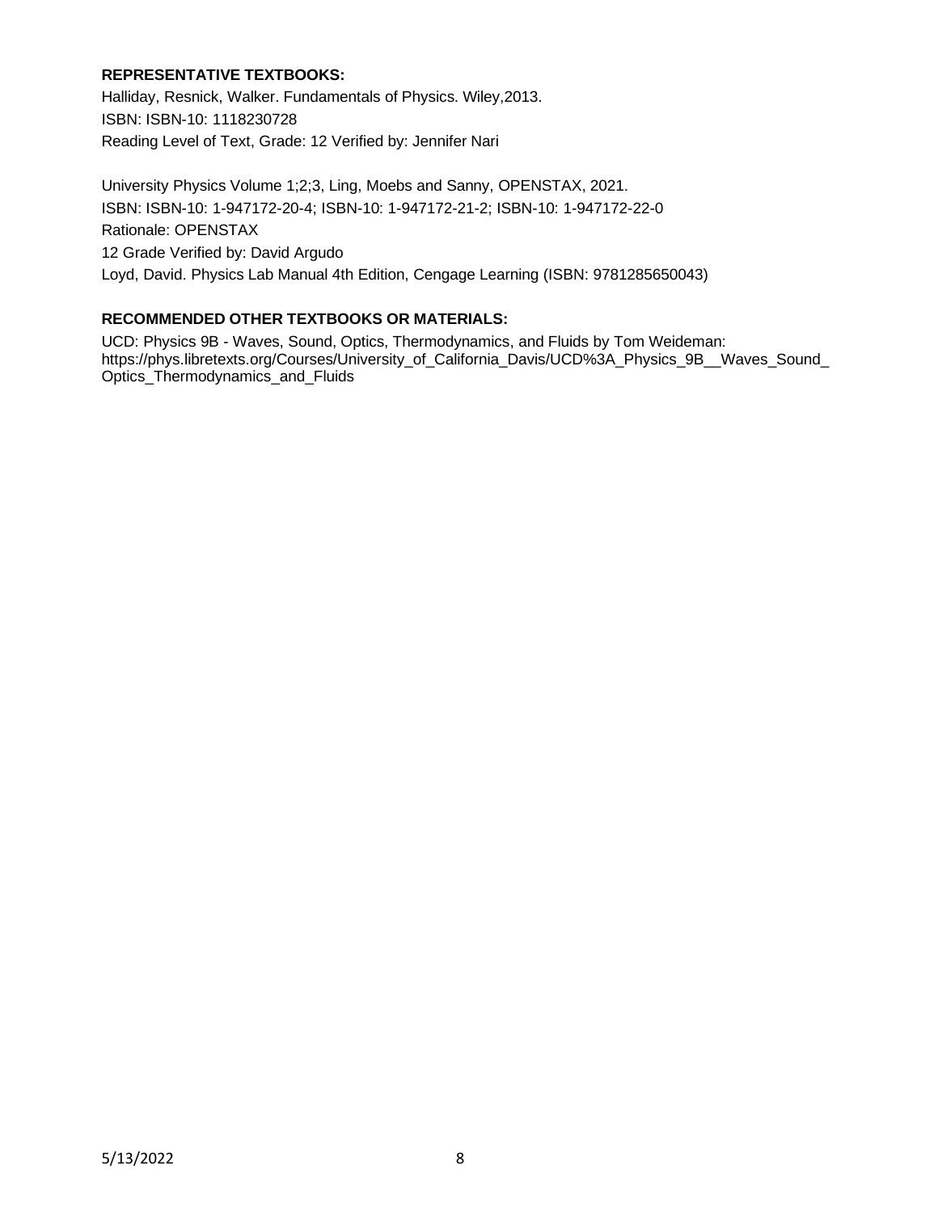**REPRESENTATIVE TEXTBOOKS:**

Halliday, Resnick, Walker. Fundamentals of Physics. Wiley,2013.
ISBN: ISBN-10: 1118230728
Reading Level of Text, Grade: 12 Verified by: Jennifer Nari

University Physics Volume 1;2;3, Ling, Moebs and Sanny, OPENSTAX, 2021.
ISBN: ISBN-10: 1-947172-20-4; ISBN-10: 1-947172-21-2; ISBN-10: 1-947172-22-0
Rationale: OPENSTAX
12 Grade Verified by: David Argudo
Loyd, David. Physics Lab Manual 4th Edition, Cengage Learning (ISBN: 9781285650043)

**RECOMMENDED OTHER TEXTBOOKS OR MATERIALS:**

UCD: Physics 9B - Waves, Sound, Optics, Thermodynamics, and Fluids by Tom Weideman:
https://phys.libretexts.org/Courses/University_of_California_Davis/UCD%3A_Physics_9B__Waves_Sound_Optics_Thermodynamics_and_Fluids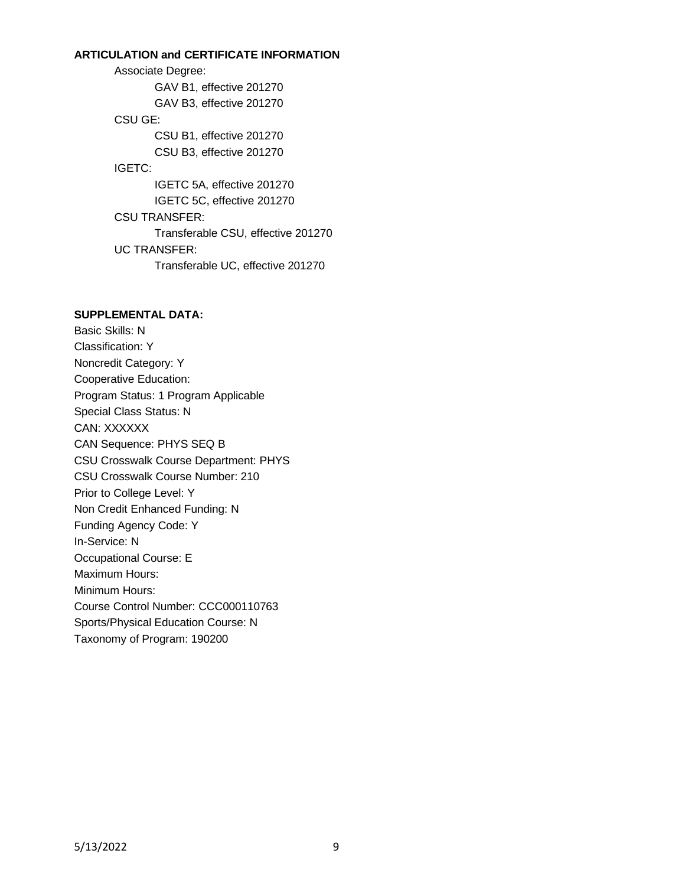**ARTICULATION and CERTIFICATE INFORMATION**

Associate Degree:

GAV B1, effective 201270

GAV B3, effective 201270

CSU GE:

CSU B1, effective 201270

CSU B3, effective 201270

IGETC:

IGETC 5A, effective 201270

IGETC 5C, effective 201270

CSU TRANSFER:

Transferable CSU, effective 201270

UC TRANSFER:

Transferable UC, effective 201270

**SUPPLEMENTAL DATA:**

Basic Skills: N
Classification: Y
Noncredit Category: Y
Cooperative Education:
Program Status: 1 Program Applicable
Special Class Status: N
CAN: XXXXXX
CAN Sequence: PHYS SEQ B
CSU Crosswalk Course Department: PHYS
CSU Crosswalk Course Number: 210
Prior to College Level: Y
Non Credit Enhanced Funding: N
Funding Agency Code: Y
In-Service: N
Occupational Course: E
Maximum Hours:
Minimum Hours:
Course Control Number: CCC000110763
Sports/Physical Education Course: N
Taxonomy of Program: 190200